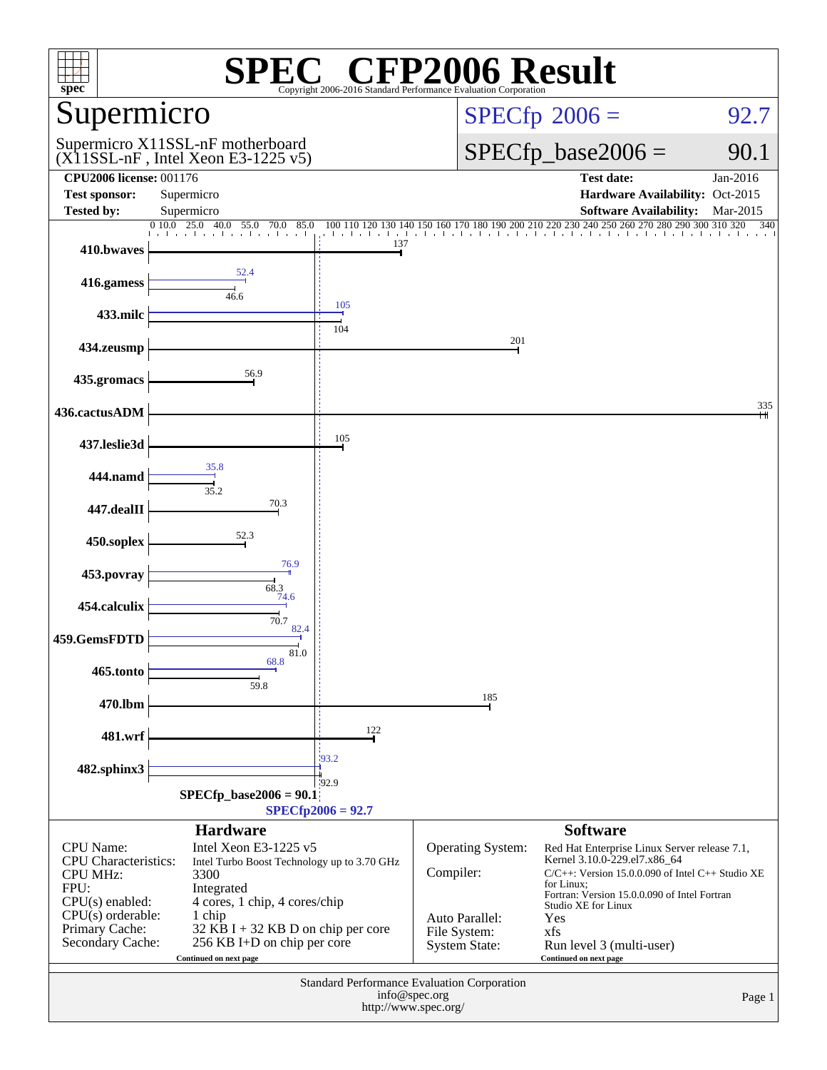# SPEC® CFP2006 Result

Copyright 2006-2016 Standard Performance Evaluation Corporation

## Supermicro

Supermicro X11SSL-nF motherboard
(X11SSL-nF , Intel Xeon E3-1225 v5)

**SPECfp 2006 = 92.7**

**SPECfp_base2006 = 90.1**

| | | | |
|---|---|---|---|
| **CPU2006 license:** 001176 | | **Test date:** | Jan-2016 |
| **Test sponsor:** | Supermicro | **Hardware Availability:** | Oct-2015 |
| **Tested by:** | Supermicro | **Software Availability:** | Mar-2015 |

| Benchmark | Peak | Base |
|---|---|---|
| 410.bwaves | | 137 |
| 416.gamess | 52.4 | 46.6 |
| 433.milc | 105 | 104 |
| 434.zeusmp | | 201 |
| 435.gromacs | | 56.9 |
| 436.cactusADM | | 335 |
| 437.leslie3d | | 105 |
| 444.namd | 35.8 | 35.2 |
| 447.dealII | | 70.3 |
| 450.soplex | | 52.3 |
| 453.povray | 76.9 | 68.3 |
| 454.calculix | 74.6 | 70.7 |
| 459.GemsFDTD | 82.4 | 81.0 |
| 465.tonto | 68.8 | 59.8 |
| 470.lbm | | 185 |
| 481.wrf | | 122 |
| 482.sphinx3 | 93.2 | 92.9 |

SPECfp_base2006 = 90.1

SPECfp2006 = 92.7

### Hardware

| | |
|---|---|
| CPU Name: | Intel Xeon E3-1225 v5 |
| CPU Characteristics: | Intel Turbo Boost Technology up to 3.70 GHz |
| CPU MHz: | 3300 |
| FPU: | Integrated |
| CPU(s) enabled: | 4 cores, 1 chip, 4 cores/chip |
| CPU(s) orderable: | 1 chip |
| Primary Cache: | 32 KB I + 32 KB D on chip per core |
| Secondary Cache: | 256 KB I+D on chip per core |

Continued on next page

### Software

| | |
|---|---|
| Operating System: | Red Hat Enterprise Linux Server release 7.1, Kernel 3.10.0-229.el7.x86_64 |
| Compiler: | C/C++: Version 15.0.0.090 of Intel C++ Studio XE for Linux; Fortran: Version 15.0.0.090 of Intel Fortran Studio XE for Linux |
| Auto Parallel: | Yes |
| File System: | xfs |
| System State: | Run level 3 (multi-user) |

Continued on next page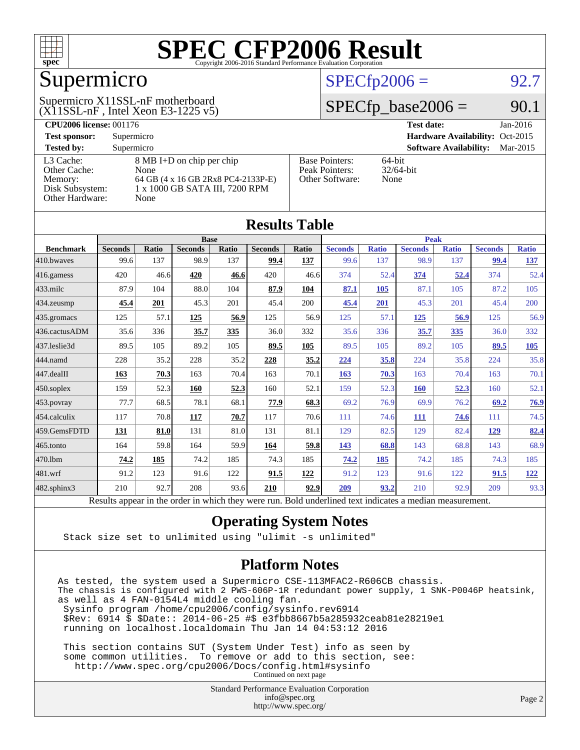# SPEC CFP2006 Result

Copyright 2006-2016 Standard Performance Evaluation Corporation

## Supermicro

Supermicro X11SSL-nF motherboard
(X11SSL-nF , Intel Xeon E3-1225 v5)

SPECfp2006 = 92.7

SPECfp_base2006 = 90.1

| | | | |
|---|---|---|---|
| **CPU2006 license:** 001176 | | **Test date:** | Jan-2016 |
| **Test sponsor:** | Supermicro | **Hardware Availability:** | Oct-2015 |
| **Tested by:** | Supermicro | **Software Availability:** | Mar-2015 |

| | | | |
|---|---|---|---|
| L3 Cache: | 8 MB I+D on chip per chip | Base Pointers: | 64-bit |
| Other Cache: | None | Peak Pointers: | 32/64-bit |
| Memory: | 64 GB (4 x 16 GB 2Rx8 PC4-2133P-E) | Other Software: | None |
| Disk Subsystem: | 1 x 1000 GB SATA III, 7200 RPM | | |
| Other Hardware: | None | | |

## Results Table

| | Base | | | | | | Peak | | | | | |
|---|---|---|---|---|---|---|---|---|---|---|---|---|
| **Benchmark** | **Seconds** | **Ratio** | **Seconds** | **Ratio** | **Seconds** | **Ratio** | **Seconds** | **Ratio** | **Seconds** | **Ratio** | **Seconds** | **Ratio** |
| 410.bwaves | 99.6 | 137 | 98.9 | 137 | **99.4** | **137** | 99.6 | 137 | 98.9 | 137 | **99.4** | **137** |
| 416.gamess | 420 | 46.6 | **420** | **46.6** | 420 | 46.6 | 374 | 52.4 | **374** | **52.4** | 374 | 52.4 |
| 433.milc | 87.9 | 104 | 88.0 | 104 | **87.9** | **104** | **87.1** | **105** | 87.1 | 105 | 87.2 | 105 |
| 434.zeusmp | **45.4** | **201** | 45.3 | 201 | 45.4 | 200 | **45.4** | **201** | 45.3 | 201 | 45.4 | 200 |
| 435.gromacs | 125 | 57.1 | **125** | **56.9** | 125 | 56.9 | 125 | 57.1 | **125** | **56.9** | 125 | 56.9 |
| 436.cactusADM | 35.6 | 336 | **35.7** | **335** | 36.0 | 332 | 35.6 | 336 | **35.7** | **335** | 36.0 | 332 |
| 437.leslie3d | 89.5 | 105 | 89.2 | 105 | **89.5** | **105** | 89.5 | 105 | 89.2 | 105 | **89.5** | **105** |
| 444.namd | 228 | 35.2 | 228 | 35.2 | **228** | **35.2** | **224** | **35.8** | 224 | 35.8 | 224 | 35.8 |
| 447.dealII | **163** | **70.3** | 163 | 70.4 | 163 | 70.1 | **163** | **70.3** | 163 | 70.4 | 163 | 70.1 |
| 450.soplex | 159 | 52.3 | **160** | **52.3** | 160 | 52.1 | 159 | 52.3 | **160** | **52.3** | 160 | 52.1 |
| 453.povray | 77.7 | 68.5 | 78.1 | 68.1 | **77.9** | **68.3** | 69.2 | 76.9 | 69.9 | 76.2 | **69.2** | **76.9** |
| 454.calculix | 117 | 70.8 | **117** | **70.7** | 117 | 70.6 | 111 | 74.6 | **111** | **74.6** | 111 | 74.5 |
| 459.GemsFDTD | **131** | **81.0** | 131 | 81.0 | 131 | 81.1 | 129 | 82.5 | 129 | 82.4 | **129** | **82.4** |
| 465.tonto | 164 | 59.8 | 164 | 59.9 | **164** | **59.8** | **143** | **68.8** | 143 | 68.8 | 143 | 68.9 |
| 470.lbm | **74.2** | **185** | 74.2 | 185 | 74.3 | 185 | **74.2** | **185** | 74.2 | 185 | 74.3 | 185 |
| 481.wrf | 91.2 | 123 | 91.6 | 122 | **91.5** | **122** | 91.2 | 123 | 91.6 | 122 | **91.5** | **122** |
| 482.sphinx3 | 210 | 92.7 | 208 | 93.6 | **210** | **92.9** | **209** | **93.2** | 210 | 92.9 | 209 | 93.3 |

Results appear in the order in which they were run. Bold underlined text indicates a median measurement.

## Operating System Notes

```
Stack size set to unlimited using "ulimit -s unlimited"
```

## Platform Notes

```
As tested, the system used a Supermicro CSE-113MFAC2-R606CB chassis.
The chassis is configured with 2 PWS-606P-1R redundant power supply, 1 SNK-P0046P heatsink,
as well as 4 FAN-0154L4 middle cooling fan.
 Sysinfo program /home/cpu2006/config/sysinfo.rev6914
 $Rev: 6914 $ $Date:: 2014-06-25 #$ e3fbb8667b5a285932ceab81e28219e1
 running on localhost.localdomain Thu Jan 14 04:53:12 2016

 This section contains SUT (System Under Test) info as seen by
 some common utilities.  To remove or add to this section, see:
   http://www.spec.org/cpu2006/Docs/config.html#sysinfo
```

Continued on next page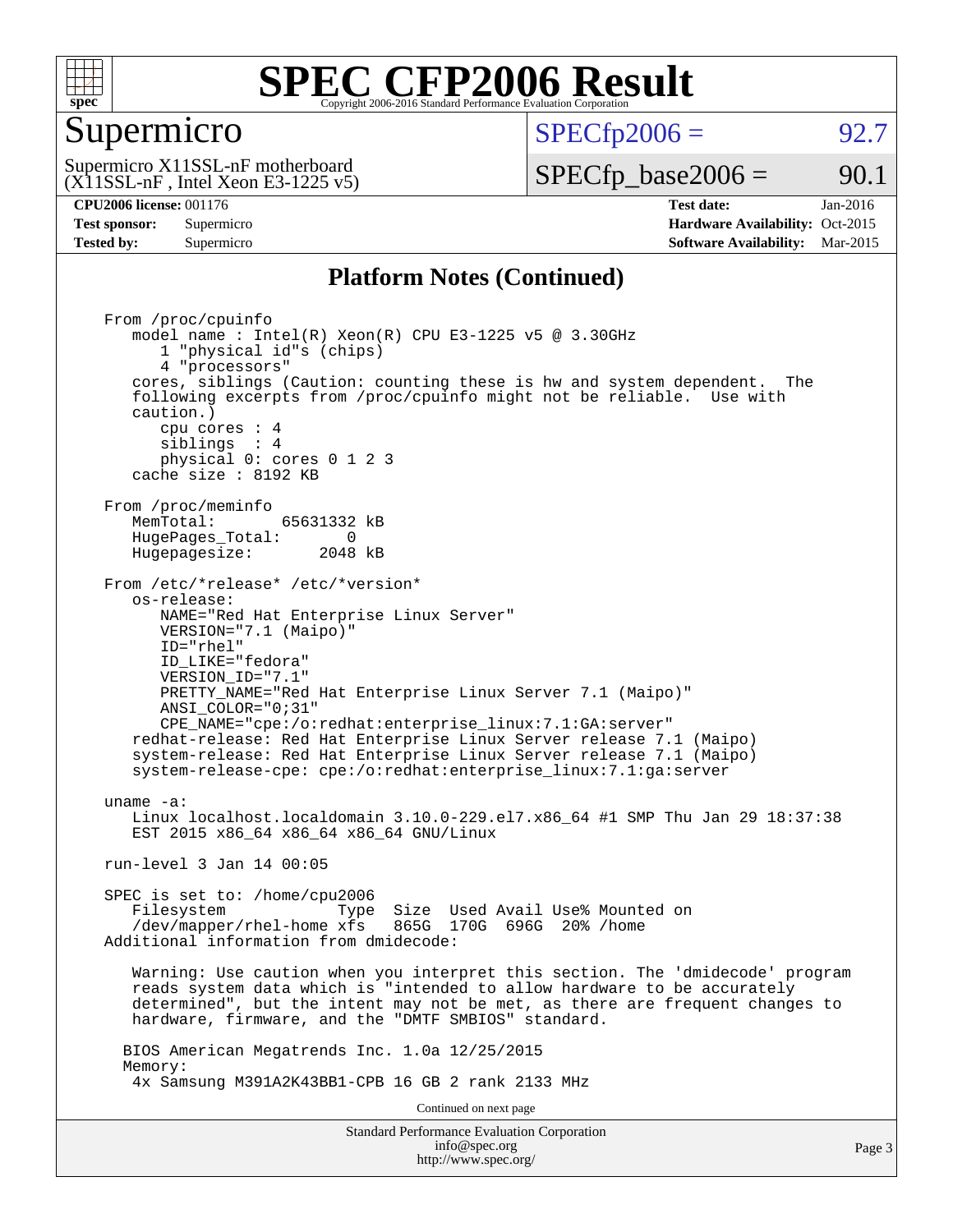# Supermicro

Supermicro X11SSL-nF motherboard
(X11SSL-nF , Intel Xeon E3-1225 v5)

SPECfp2006 = 92.7

SPECfp_base2006 = 90.1

**CPU2006 license:** 001176
**Test sponsor:** Supermicro
**Tested by:** Supermicro

**Test date:** Jan-2016
**Hardware Availability:** Oct-2015
**Software Availability:** Mar-2015

## Platform Notes (Continued)

```
From /proc/cpuinfo
   model name : Intel(R) Xeon(R) CPU E3-1225 v5 @ 3.30GHz
      1 "physical id"s (chips)
      4 "processors"
   cores, siblings (Caution: counting these is hw and system dependent.  The
   following excerpts from /proc/cpuinfo might not be reliable.  Use with
   caution.)
      cpu cores : 4
      siblings  : 4
      physical 0: cores 0 1 2 3
   cache size : 8192 KB

From /proc/meminfo
   MemTotal:       65631332 kB
   HugePages_Total:       0
   Hugepagesize:       2048 kB

From /etc/*release* /etc/*version*
   os-release:
      NAME="Red Hat Enterprise Linux Server"
      VERSION="7.1 (Maipo)"
      ID="rhel"
      ID_LIKE="fedora"
      VERSION_ID="7.1"
      PRETTY_NAME="Red Hat Enterprise Linux Server 7.1 (Maipo)"
      ANSI_COLOR="0;31"
      CPE_NAME="cpe:/o:redhat:enterprise_linux:7.1:GA:server"
   redhat-release: Red Hat Enterprise Linux Server release 7.1 (Maipo)
   system-release: Red Hat Enterprise Linux Server release 7.1 (Maipo)
   system-release-cpe: cpe:/o:redhat:enterprise_linux:7.1:ga:server

uname -a:
   Linux localhost.localdomain 3.10.0-229.el7.x86_64 #1 SMP Thu Jan 29 18:37:38
   EST 2015 x86_64 x86_64 x86_64 GNU/Linux

run-level 3 Jan 14 00:05

SPEC is set to: /home/cpu2006
   Filesystem           Type  Size  Used Avail Use% Mounted on
   /dev/mapper/rhel-home xfs   865G  170G  696G  20% /home
Additional information from dmidecode:

   Warning: Use caution when you interpret this section. The 'dmidecode' program
   reads system data which is "intended to allow hardware to be accurately
   determined", but the intent may not be met, as there are frequent changes to
   hardware, firmware, and the "DMTF SMBIOS" standard.

  BIOS American Megatrends Inc. 1.0a 12/25/2015
  Memory:
   4x Samsung M391A2K43BB1-CPB 16 GB 2 rank 2133 MHz
```

Continued on next page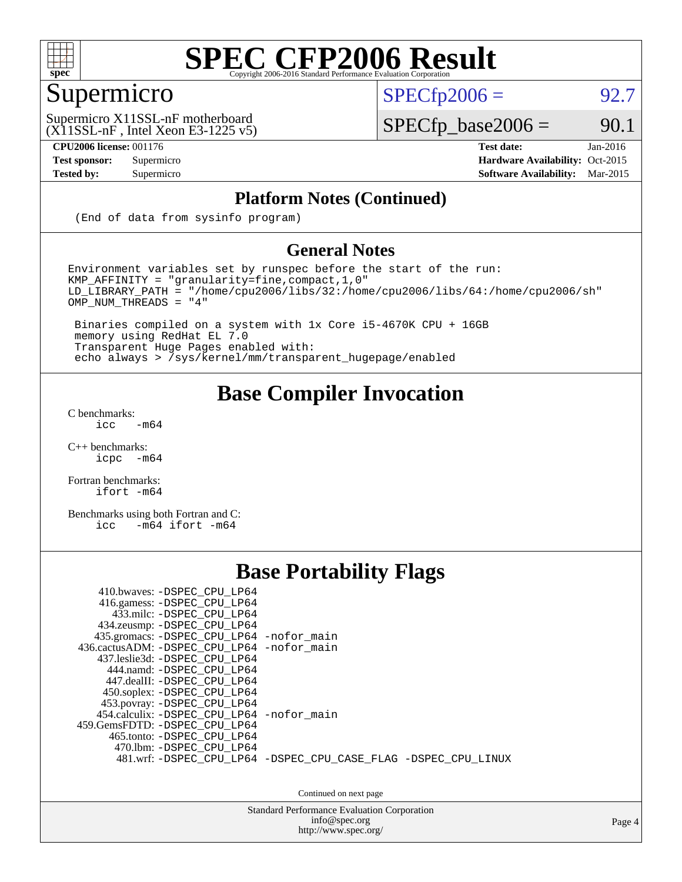# SPEC CFP2006 Result

Copyright 2006-2016 Standard Performance Evaluation Corporation

## Supermicro

Supermicro X11SSL-nF motherboard
(X11SSL-nF , Intel Xeon E3-1225 v5)

SPECfp2006 = 92.7

SPECfp_base2006 = 90.1

**CPU2006 license:** 001176
**Test sponsor:** Supermicro
**Tested by:** Supermicro

**Test date:** Jan-2016
**Hardware Availability:** Oct-2015
**Software Availability:** Mar-2015

### Platform Notes (Continued)

```
(End of data from sysinfo program)
```

### General Notes

```
Environment variables set by runspec before the start of the run:
KMP_AFFINITY = "granularity=fine,compact,1,0"
LD_LIBRARY_PATH = "/home/cpu2006/libs/32:/home/cpu2006/libs/64:/home/cpu2006/sh"
OMP_NUM_THREADS = "4"

 Binaries compiled on a system with 1x Core i5-4670K CPU + 16GB
 memory using RedHat EL 7.0
 Transparent Huge Pages enabled with:
 echo always > /sys/kernel/mm/transparent_hugepage/enabled
```

## Base Compiler Invocation

C benchmarks:
```
icc   -m64
```

C++ benchmarks:
```
icpc  -m64
```

Fortran benchmarks:
```
ifort -m64
```

Benchmarks using both Fortran and C:
```
icc   -m64 ifort -m64
```

## Base Portability Flags

```
   410.bwaves: -DSPEC_CPU_LP64
   416.gamess: -DSPEC_CPU_LP64
     433.milc: -DSPEC_CPU_LP64
   434.zeusmp: -DSPEC_CPU_LP64
  435.gromacs: -DSPEC_CPU_LP64 -nofor_main
436.cactusADM: -DSPEC_CPU_LP64 -nofor_main
  437.leslie3d: -DSPEC_CPU_LP64
    444.namd: -DSPEC_CPU_LP64
   447.dealII: -DSPEC_CPU_LP64
   450.soplex: -DSPEC_CPU_LP64
   453.povray: -DSPEC_CPU_LP64
  454.calculix: -DSPEC_CPU_LP64 -nofor_main
459.GemsFDTD: -DSPEC_CPU_LP64
    465.tonto: -DSPEC_CPU_LP64
     470.lbm: -DSPEC_CPU_LP64
     481.wrf: -DSPEC_CPU_LP64 -DSPEC_CPU_CASE_FLAG -DSPEC_CPU_LINUX
```

Continued on next page

Standard Performance Evaluation Corporation
info@spec.org
http://www.spec.org/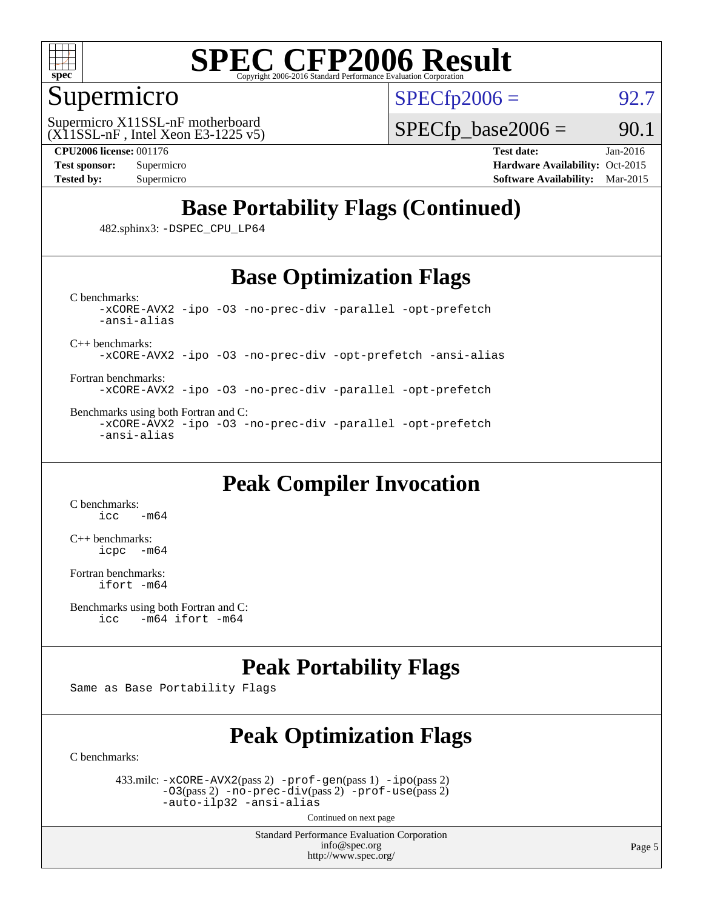# Base Portability Flags (Continued)

482.sphinx3: `-DSPEC_CPU_LP64`

# Base Optimization Flags

C benchmarks:

```
-xCORE-AVX2 -ipo -O3 -no-prec-div -parallel -opt-prefetch
-ansi-alias
```

C++ benchmarks:

```
-xCORE-AVX2 -ipo -O3 -no-prec-div -opt-prefetch -ansi-alias
```

Fortran benchmarks:

```
-xCORE-AVX2 -ipo -O3 -no-prec-div -parallel -opt-prefetch
```

Benchmarks using both Fortran and C:

```
-xCORE-AVX2 -ipo -O3 -no-prec-div -parallel -opt-prefetch
-ansi-alias
```

# Peak Compiler Invocation

C benchmarks:

```
icc   -m64
```

C++ benchmarks:

```
icpc  -m64
```

Fortran benchmarks:

```
ifort -m64
```

Benchmarks using both Fortran and C:

```
icc   -m64 ifort -m64
```

# Peak Portability Flags

Same as Base Portability Flags

# Peak Optimization Flags

C benchmarks:

433.milc: `-xCORE-AVX2`(pass 2) `-prof-gen`(pass 1) `-ipo`(pass 2) `-O3`(pass 2) `-no-prec-div`(pass 2) `-prof-use`(pass 2) `-auto-ilp32` `-ansi-alias`

Continued on next page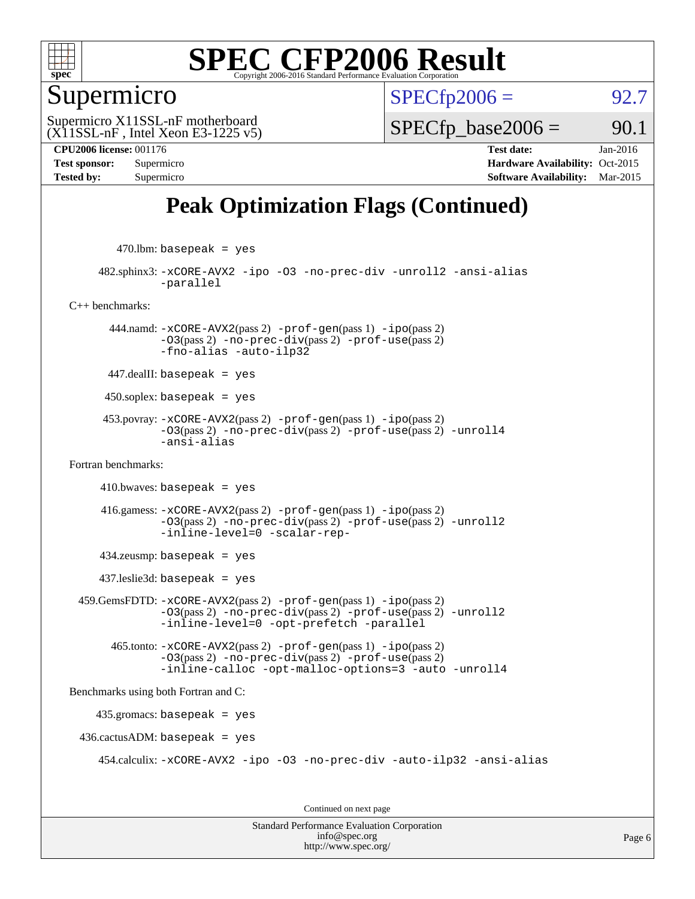# Supermicro

Supermicro X11SSL-nF motherboard
(X11SSL-nF , Intel Xeon E3-1225 v5)

SPECfp2006 = 92.7

SPECfp_base2006 = 90.1

**CPU2006 license:** 001176
**Test sponsor:** Supermicro
**Tested by:** Supermicro

**Test date:** Jan-2016
**Hardware Availability:** Oct-2015
**Software Availability:** Mar-2015

## Peak Optimization Flags (Continued)

470.lbm: basepeak = yes

482.sphinx3: -xCORE-AVX2 -ipo -O3 -no-prec-div -unroll2 -ansi-alias -parallel

C++ benchmarks:

444.namd: -xCORE-AVX2(pass 2) -prof-gen(pass 1) -ipo(pass 2) -O3(pass 2) -no-prec-div(pass 2) -prof-use(pass 2) -fno-alias -auto-ilp32

447.dealII: basepeak = yes

450.soplex: basepeak = yes

453.povray: -xCORE-AVX2(pass 2) -prof-gen(pass 1) -ipo(pass 2) -O3(pass 2) -no-prec-div(pass 2) -prof-use(pass 2) -unroll4 -ansi-alias

Fortran benchmarks:

410.bwaves: basepeak = yes

416.gamess: -xCORE-AVX2(pass 2) -prof-gen(pass 1) -ipo(pass 2) -O3(pass 2) -no-prec-div(pass 2) -prof-use(pass 2) -unroll2 -inline-level=0 -scalar-rep-

434.zeusmp: basepeak = yes

437.leslie3d: basepeak = yes

459.GemsFDTD: -xCORE-AVX2(pass 2) -prof-gen(pass 1) -ipo(pass 2) -O3(pass 2) -no-prec-div(pass 2) -prof-use(pass 2) -unroll2 -inline-level=0 -opt-prefetch -parallel

465.tonto: -xCORE-AVX2(pass 2) -prof-gen(pass 1) -ipo(pass 2) -O3(pass 2) -no-prec-div(pass 2) -prof-use(pass 2) -inline-calloc -opt-malloc-options=3 -auto -unroll4

Benchmarks using both Fortran and C:

435.gromacs: basepeak = yes

436.cactusADM: basepeak = yes

454.calculix: -xCORE-AVX2 -ipo -O3 -no-prec-div -auto-ilp32 -ansi-alias

Continued on next page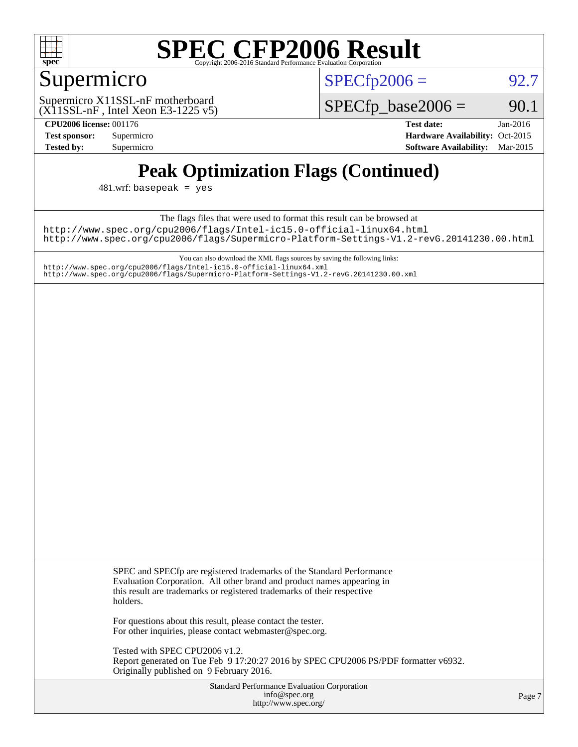# Peak Optimization Flags (Continued)

481.wrf: `basepeak = yes`

The flags files that were used to format this result can be browsed at

http://www.spec.org/cpu2006/flags/Intel-ic15.0-official-linux64.html
http://www.spec.org/cpu2006/flags/Supermicro-Platform-Settings-V1.2-revG.20141230.00.html

You can also download the XML flags sources by saving the following links:

http://www.spec.org/cpu2006/flags/Intel-ic15.0-official-linux64.xml
http://www.spec.org/cpu2006/flags/Supermicro-Platform-Settings-V1.2-revG.20141230.00.xml

SPEC and SPECfp are registered trademarks of the Standard Performance Evaluation Corporation. All other brand and product names appearing in this result are trademarks or registered trademarks of their respective holders.

For questions about this result, please contact the tester.
For other inquiries, please contact webmaster@spec.org.

Tested with SPEC CPU2006 v1.2.
Report generated on Tue Feb 9 17:20:27 2016 by SPEC CPU2006 PS/PDF formatter v6932.
Originally published on 9 February 2016.